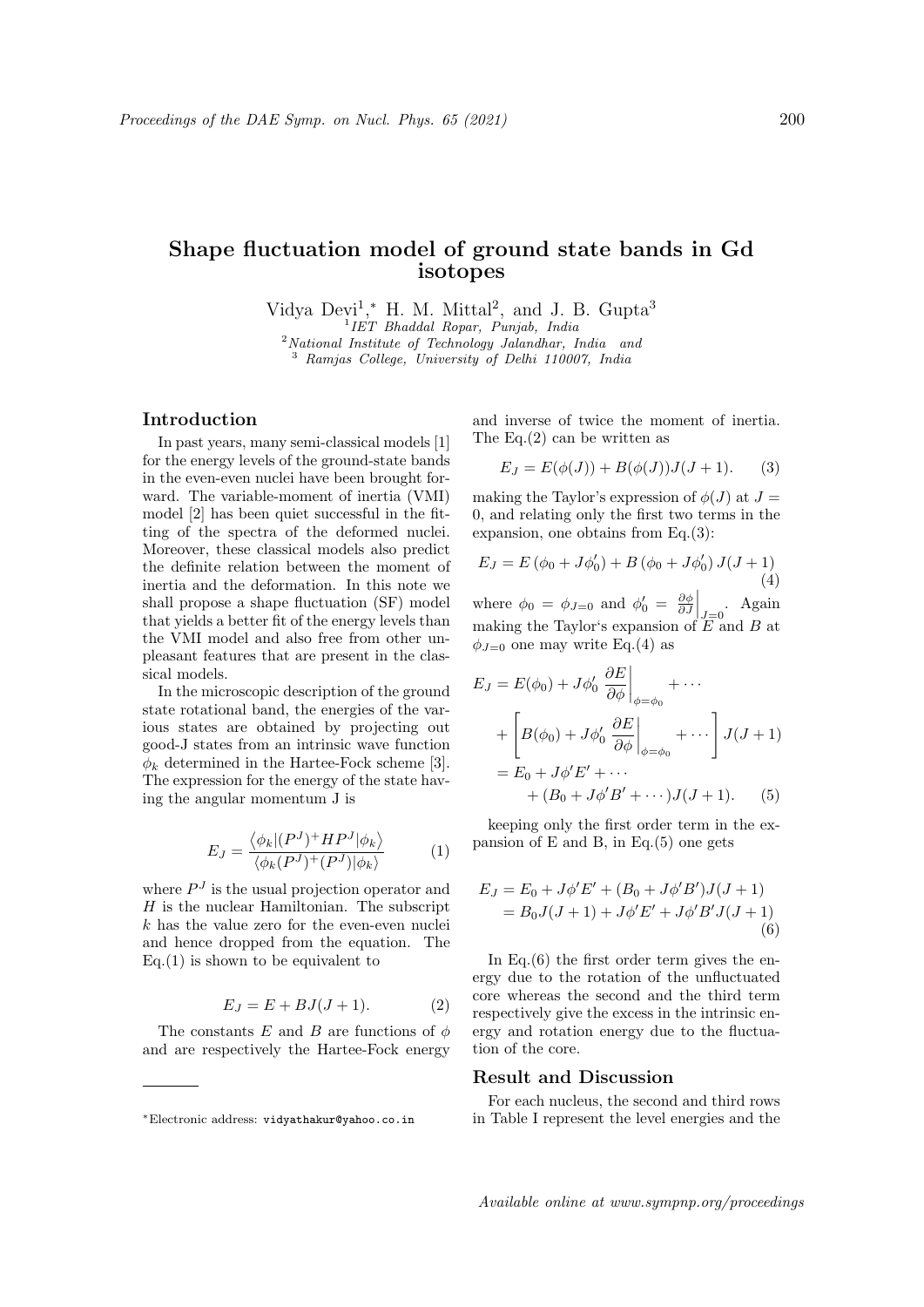# Shape fluctuation model of ground state bands in Gd isotopes

Vidya Devi[1],* H. M. Mittal[2], and J. B. Gupta[3]

[1] *IET Bhaddal Ropar, Punjab, India*
[2] *National Institute of Technology Jalandhar, India and*
[3] *Ramjas College, University of Delhi 110007, India*

## Introduction

In past years, many semi-classical models [1] for the energy levels of the ground-state bands in the even-even nuclei have been brought forward. The variable-moment of inertia (VMI) model [2] has been quiet successful in the fitting of the spectra of the deformed nuclei. Moreover, these classical models also predict the definite relation between the moment of inertia and the deformation. In this note we shall propose a shape fluctuation (SF) model that yields a better fit of the energy levels than the VMI model and also free from other unpleasant features that are present in the classical models.

In the microscopic description of the ground state rotational band, the energies of the various states are obtained by projecting out good-J states from an intrinsic wave function $\phi_k$ determined in the Hartee-Fock scheme [3]. The expression for the energy of the state having the angular momentum J is

$$E_J = \frac{\langle \phi_k | (P^J)^+ H P^J | \phi_k \rangle}{\langle \phi_k (P^J)^+ (P^J) | \phi_k \rangle} \tag{1}$$

where $P^J$ is the usual projection operator and $H$ is the nuclear Hamiltonian. The subscript $k$ has the value zero for the even-even nuclei and hence dropped from the equation. The Eq.(1) is shown to be equivalent to

$$E_J = E + BJ(J+1). \tag{2}$$

The constants $E$ and $B$ are functions of $\phi$ and are respectively the Hartee-Fock energy and inverse of twice the moment of inertia. The Eq.(2) can be written as

$$E_J = E(\phi(J)) + B(\phi(J))J(J+1). \tag{3}$$

making the Taylor's expression of $\phi(J)$ at $J = 0$, and relating only the first two terms in the expansion, one obtains from Eq.(3):

$$E_J = E\left(\phi_0 + J\phi_0'\right) + B\left(\phi_0 + J\phi_0'\right) J(J+1) \tag{4}$$

where $\phi_0 = \phi_{J=0}$ and $\phi_0' = \left.\frac{\partial \phi}{\partial J}\right|_{J=0}$. Again making the Taylor's expansion of $E$ and $B$ at $\phi_{J=0}$ one may write Eq.(4) as

$$\begin{aligned} E_J &= E(\phi_0) + J\phi_0' \left.\frac{\partial E}{\partial \phi}\right|_{\phi=\phi_0} + \cdots \\ &+ \left[ B(\phi_0) + J\phi_0' \left.\frac{\partial E}{\partial \phi}\right|_{\phi=\phi_0} + \cdots \right] J(J+1) \\ &= E_0 + J\phi' E' + \cdots \\ &\quad + (B_0 + J\phi' B' + \cdots) J(J+1). \end{aligned} \tag{5}$$

keeping only the first order term in the expansion of E and B, in Eq.(5) one gets

$$\begin{aligned} E_J &= E_0 + J\phi' E' + (B_0 + J\phi' B')J(J+1) \\ &= B_0 J(J+1) + J\phi' E' + J\phi' B' J(J+1) \end{aligned} \tag{6}$$

In Eq.(6) the first order term gives the energy due to the rotation of the unfluctuated core whereas the second and the third term respectively give the excess in the intrinsic energy and rotation energy due to the fluctuation of the core.

## Result and Discussion

For each nucleus, the second and third rows in Table I represent the level energies and the

*Electronic address: vidyathakur@yahoo.co.in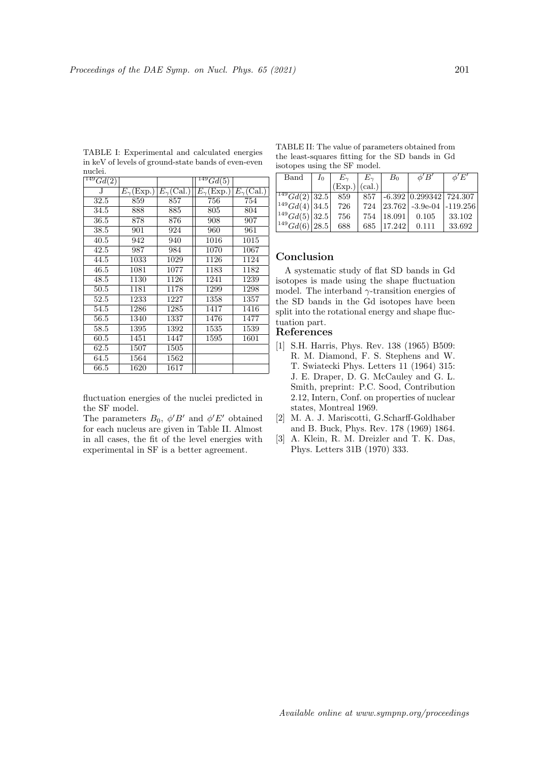TABLE I: Experimental and calculated energies in keV of levels of ground-state bands of even-even nuclei.

| $^{149}Gd(2)$ | | | $^{149}Gd(5)$ | |
|---|---|---|---|---|
| J | $E_\gamma$(Exp.) | $E_\gamma$(Cal.) | $E_\gamma$(Exp.) | $E_\gamma$(Cal.) |
| 32.5 | 859 | 857 | 756 | 754 |
| 34.5 | 888 | 885 | 805 | 804 |
| 36.5 | 878 | 876 | 908 | 907 |
| 38.5 | 901 | 924 | 960 | 961 |
| 40.5 | 942 | 940 | 1016 | 1015 |
| 42.5 | 987 | 984 | 1070 | 1067 |
| 44.5 | 1033 | 1029 | 1126 | 1124 |
| 46.5 | 1081 | 1077 | 1183 | 1182 |
| 48.5 | 1130 | 1126 | 1241 | 1239 |
| 50.5 | 1181 | 1178 | 1299 | 1298 |
| 52.5 | 1233 | 1227 | 1358 | 1357 |
| 54.5 | 1286 | 1285 | 1417 | 1416 |
| 56.5 | 1340 | 1337 | 1476 | 1477 |
| 58.5 | 1395 | 1392 | 1535 | 1539 |
| 60.5 | 1451 | 1447 | 1595 | 1601 |
| 62.5 | 1507 | 1505 | | |
| 64.5 | 1564 | 1562 | | |
| 66.5 | 1620 | 1617 | | |

fluctuation energies of the nuclei predicted in the SF model.

The parameters $B_0$, $\phi' B'$ and $\phi' E'$ obtained for each nucleus are given in Table II. Almost in all cases, the fit of the level energies with experimental in SF is a better agreement.

TABLE II: The value of parameters obtained from the least-squares fitting for the SD bands in Gd isotopes using the SF model.

| Band | $I_0$ | $E_\gamma$ (Exp.) | $E_\gamma$ (cal.) | $B_0$ | $\phi' B'$ | $\phi' E'$ |
|---|---|---|---|---|---|---|
| $^{149}Gd(2)$ | 32.5 | 859 | 857 | -6.392 | 0.299342 | 724.307 |
| $^{149}Gd(4)$ | 34.5 | 726 | 724 | 23.762 | -3.9e-04 | -119.256 |
| $^{149}Gd(5)$ | 32.5 | 756 | 754 | 18.091 | 0.105 | 33.102 |
| $^{149}Gd(6)$ | 28.5 | 688 | 685 | 17.242 | 0.111 | 33.692 |

## Conclusion

A systematic study of flat SD bands in Gd isotopes is made using the shape fluctuation model. The interband $\gamma$-transition energies of the SD bands in the Gd isotopes have been split into the rotational energy and shape fluctuation part.

## References

[1] S.H. Harris, Phys. Rev. 138 (1965) B509: R. M. Diamond, F. S. Stephens and W. T. Swiatecki Phys. Letters 11 (1964) 315: J. E. Draper, D. G. McCauley and G. L. Smith, preprint: P.C. Sood, Contribution 2.12, Intern, Conf. on properties of nuclear states, Montreal 1969.

[2] M. A. J. Mariscotti, G.Scharff-Goldhaber and B. Buck, Phys. Rev. 178 (1969) 1864.

[3] A. Klein, R. M. Dreizler and T. K. Das, Phys. Letters 31B (1970) 333.